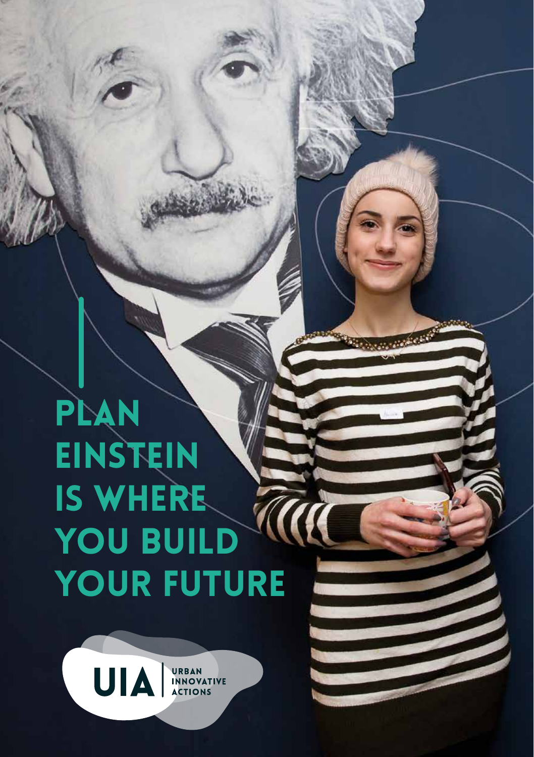# PLAN EINSTEIN IS WHERE YOU BUILD YOUR FUTURE

UIA | URBAN INNOVATIVE ACTIONS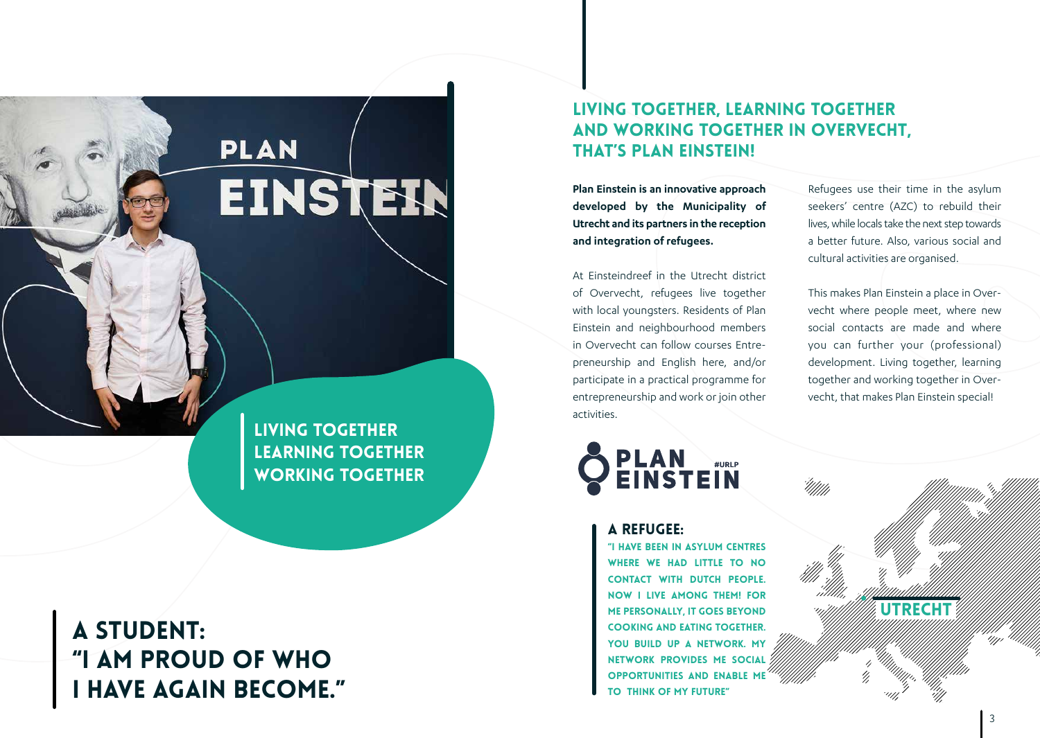LIVING TOGETHER
LEARNING TOGETHER
WORKING TOGETHER

## A STUDENT: "I AM PROUD OF WHO I HAVE AGAIN BECOME."

## LIVING TOGETHER, LEARNING TOGETHER AND WORKING TOGETHER IN OVERVECHT, THAT'S PLAN EINSTEIN!

**Plan Einstein is an innovative approach developed by the Municipality of Utrecht and its partners in the reception and integration of refugees.**

At Einsteindreef in the Utrecht district of Overvecht, refugees live together with local youngsters. Residents of Plan Einstein and neighbourhood members in Overvecht can follow courses Entrepreneurship and English here, and/or participate in a practical programme for entrepreneurship and work or join other activities.

Refugees use their time in the asylum seekers' centre (AZC) to rebuild their lives, while locals take the next step towards a better future. Also, various social and cultural activities are organised.

This makes Plan Einstein a place in Overvecht where people meet, where new social contacts are made and where you can further your (professional) development. Living together, learning together and working together in Overvecht, that makes Plan Einstein special!

PLAN EINSTEIN #URLP

### A REFUGEE:

"I HAVE BEEN IN ASYLUM CENTRES WHERE WE HAD LITTLE TO NO CONTACT WITH DUTCH PEOPLE. NOW I LIVE AMONG THEM! FOR ME PERSONALLY, IT GOES BEYOND COOKING AND EATING TOGETHER. YOU BUILD UP A NETWORK. MY NETWORK PROVIDES ME SOCIAL OPPORTUNITIES AND ENABLE ME TO THINK OF MY FUTURE"

UTRECHT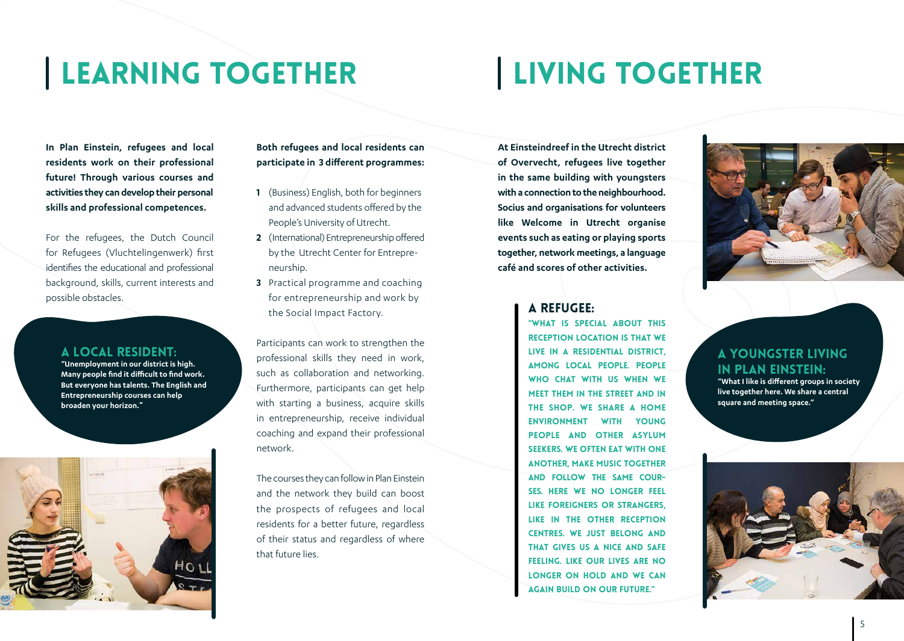# LEARNING TOGETHER

**In Plan Einstein, refugees and local residents work on their professional future! Through various courses and activities they can develop their personal skills and professional competences.**

For the refugees, the Dutch Council for Refugees (Vluchtelingenwerk) first identifies the educational and professional background, skills, current interests and possible obstacles.

### A LOCAL RESIDENT:

**"Unemployment in our district is high. Many people find it difficult to find work. But everyone has talents. The English and Entrepreneurship courses can help broaden your horizon."**

**Both refugees and local residents can participate in 3 different programmes:**

1. (Business) English, both for beginners and advanced students offered by the People's University of Utrecht.
2. (International) Entrepreneurship offered by the Utrecht Center for Entrepreneurship.
3. Practical programme and coaching for entrepreneurship and work by the Social Impact Factory.

Participants can work to strengthen the professional skills they need in work, such as collaboration and networking. Furthermore, participants can get help with starting a business, acquire skills in entrepreneurship, receive individual coaching and expand their professional network.

The courses they can follow in Plan Einstein and the network they build can boost the prospects of refugees and local residents for a better future, regardless of their status and regardless of where that future lies.

# LIVING TOGETHER

**At Einsteindreef in the Utrecht district of Overvecht, refugees live together in the same building with youngsters with a connection to the neighbourhood. Socius and organisations for volunteers like Welcome in Utrecht organise events such as eating or playing sports together, network meetings, a language café and scores of other activities.**

### A REFUGEE:

**"WHAT IS SPECIAL ABOUT THIS RECEPTION LOCATION IS THAT WE LIVE IN A RESIDENTIAL DISTRICT, AMONG LOCAL PEOPLE. PEOPLE WHO CHAT WITH US WHEN WE MEET THEM IN THE STREET AND IN THE SHOP. WE SHARE A HOME ENVIRONMENT WITH YOUNG PEOPLE AND OTHER ASYLUM SEEKERS. WE OFTEN EAT WITH ONE ANOTHER, MAKE MUSIC TOGETHER AND FOLLOW THE SAME COURSES. HERE WE NO LONGER FEEL LIKE FOREIGNERS OR STRANGERS, LIKE IN THE OTHER RECEPTION CENTRES. WE JUST BELONG AND THAT GIVES US A NICE AND SAFE FEELING. LIKE OUR LIVES ARE NO LONGER ON HOLD AND WE CAN AGAIN BUILD ON OUR FUTURE."**

### A YOUNGSTER LIVING IN PLAN EINSTEIN:

**"What I like is different groups in society live together here. We share a central square and meeting space."**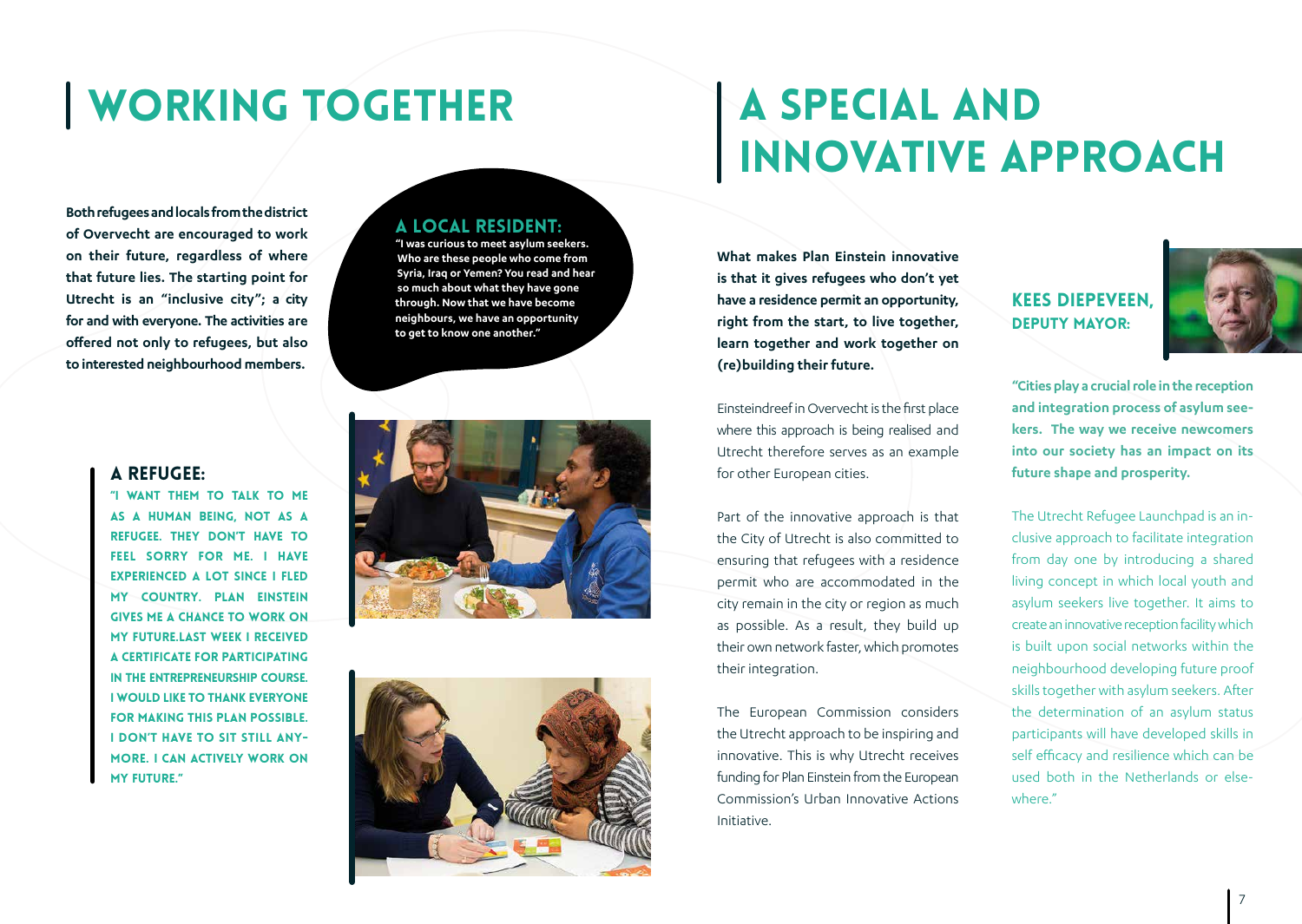# WORKING TOGETHER

**Both refugees and locals from the district of Overvecht are encouraged to work on their future, regardless of where that future lies. The starting point for Utrecht is an "inclusive city"; a city for and with everyone. The activities are offered not only to refugees, but also to interested neighbourhood members.**

### A LOCAL RESIDENT:

**"I was curious to meet asylum seekers. Who are these people who come from Syria, Iraq or Yemen? You read and hear so much about what they have gone through. Now that we have become neighbours, we have an opportunity to get to know one another."**

### A REFUGEE:

**"I WANT THEM TO TALK TO ME AS A HUMAN BEING, NOT AS A REFUGEE. THEY DON'T HAVE TO FEEL SORRY FOR ME. I HAVE EXPERIENCED A LOT SINCE I FLED MY COUNTRY. PLAN EINSTEIN GIVES ME A CHANCE TO WORK ON MY FUTURE.LAST WEEK I RECEIVED A CERTIFICATE FOR PARTICIPATING IN THE ENTREPRENEURSHIP COURSE. I WOULD LIKE TO THANK EVERYONE FOR MAKING THIS PLAN POSSIBLE. I DON'T HAVE TO SIT STILL ANYMORE. I CAN ACTIVELY WORK ON MY FUTURE."**

# A SPECIAL AND INNOVATIVE APPROACH

**What makes Plan Einstein innovative is that it gives refugees who don't yet have a residence permit an opportunity, right from the start, to live together, learn together and work together on (re)building their future.**

Einsteindreef in Overvecht is the first place where this approach is being realised and Utrecht therefore serves as an example for other European cities.

Part of the innovative approach is that the City of Utrecht is also committed to ensuring that refugees with a residence permit who are accommodated in the city remain in the city or region as much as possible. As a result, they build up their own network faster, which promotes their integration.

The European Commission considers the Utrecht approach to be inspiring and innovative. This is why Utrecht receives funding for Plan Einstein from the European Commission's Urban Innovative Actions Initiative.

### KEES DIEPEVEEN, DEPUTY MAYOR:

**"Cities play a crucial role in the reception and integration process of asylum seekers. The way we receive newcomers into our society has an impact on its future shape and prosperity.**

The Utrecht Refugee Launchpad is an inclusive approach to facilitate integration from day one by introducing a shared living concept in which local youth and asylum seekers live together. It aims to create an innovative reception facility which is built upon social networks within the neighbourhood developing future proof skills together with asylum seekers. After the determination of an asylum status participants will have developed skills in self efficacy and resilience which can be used both in the Netherlands or elsewhere."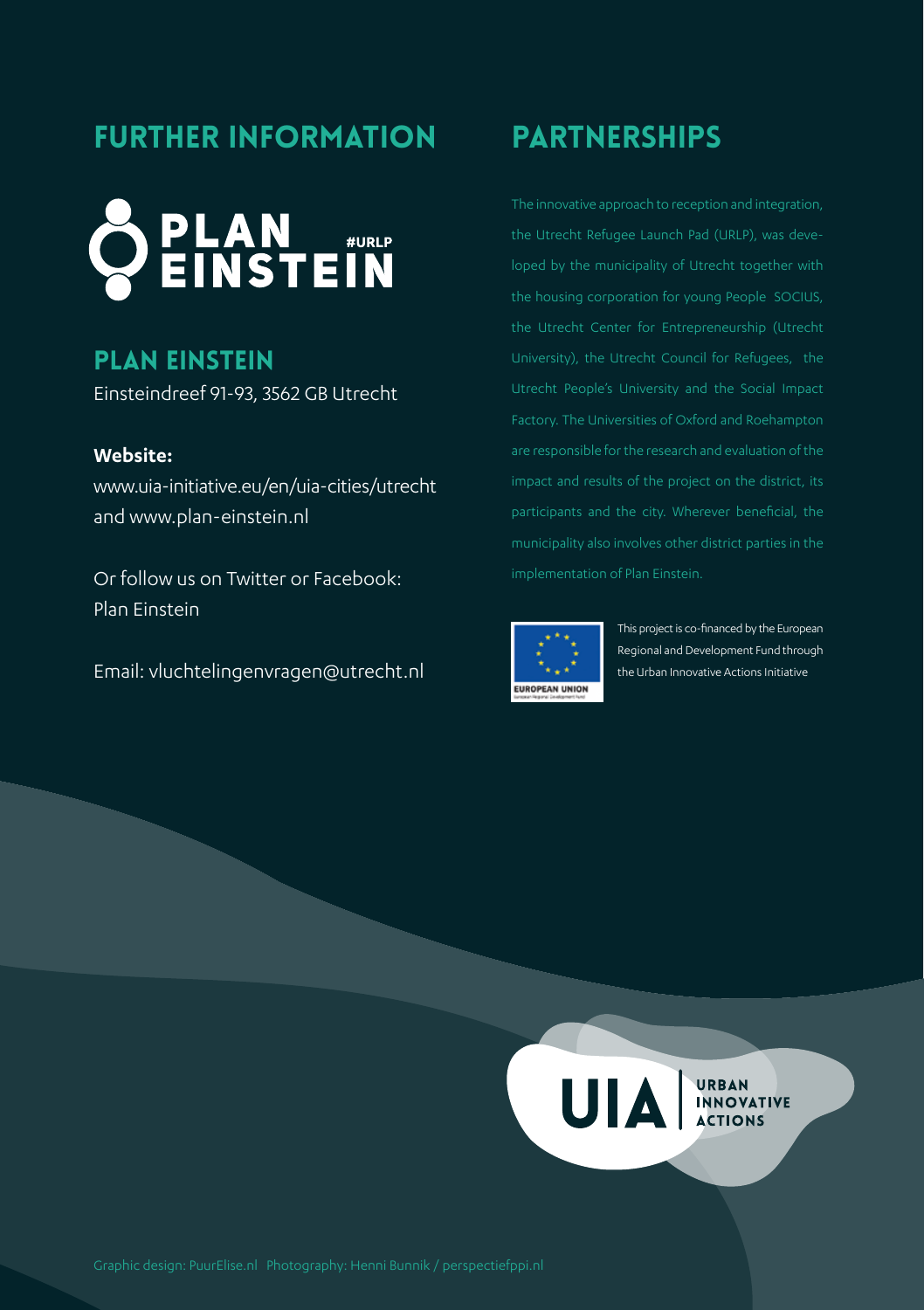## FURTHER INFORMATION

PLAN EINSTEIN #URLP

### PLAN EINSTEIN

Einsteindreef 91-93, 3562 GB Utrecht

**Website:**
www.uia-initiative.eu/en/uia-cities/utrecht and www.plan-einstein.nl

Or follow us on Twitter or Facebook: Plan Einstein

Email: vluchtelingenvragen@utrecht.nl

## PARTNERSHIPS

The innovative approach to reception and integration, the Utrecht Refugee Launch Pad (URLP), was developed by the municipality of Utrecht together with the housing corporation for young People SOCIUS, the Utrecht Center for Entrepreneurship (Utrecht University), the Utrecht Council for Refugees, the Utrecht People's University and the Social Impact Factory. The Universities of Oxford and Roehampton are responsible for the research and evaluation of the impact and results of the project on the district, its participants and the city. Wherever beneficial, the municipality also involves other district parties in the implementation of Plan Einstein.

EUROPEAN UNION

This project is co-financed by the European Regional and Development Fund through the Urban Innovative Actions Initiative

UIA URBAN INNOVATIVE ACTIONS

Graphic design: PuurElise.nl Photography: Henni Bunnik / perspectiefppi.nl